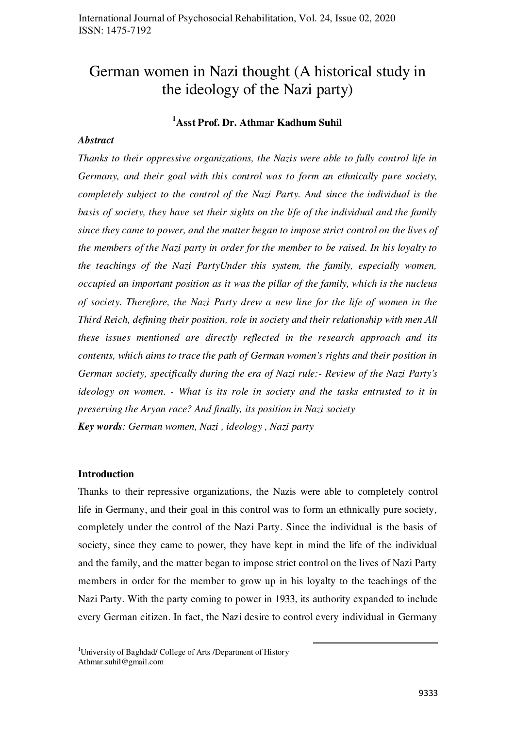# German women in Nazi thought (A historical study in the ideology of the Nazi party)

**[1]Asst Prof. Dr. Athmar Kadhum Suhil**

***Abstract***

*Thanks to their oppressive organizations, the Nazis were able to fully control life in Germany, and their goal with this control was to form an ethnically pure society, completely subject to the control of the Nazi Party. And since the individual is the basis of society, they have set their sights on the life of the individual and the family since they came to power, and the matter began to impose strict control on the lives of the members of the Nazi party in order for the member to be raised. In his loyalty to the teachings of the Nazi PartyUnder this system, the family, especially women, occupied an important position as it was the pillar of the family, which is the nucleus of society. Therefore, the Nazi Party drew a new line for the life of women in the Third Reich, defining their position, role in society and their relationship with men.All these issues mentioned are directly reflected in the research approach and its contents, which aims to trace the path of German women's rights and their position in German society, specifically during the era of Nazi rule:- Review of the Nazi Party's ideology on women. - What is its role in society and the tasks entrusted to it in preserving the Aryan race? And finally, its position in Nazi society*

***Key words****: German women, Nazi , ideology , Nazi party*

## Introduction

Thanks to their repressive organizations, the Nazis were able to completely control life in Germany, and their goal in this control was to form an ethnically pure society, completely under the control of the Nazi Party. Since the individual is the basis of society, since they came to power, they have kept in mind the life of the individual and the family, and the matter began to impose strict control on the lives of Nazi Party members in order for the member to grow up in his loyalty to the teachings of the Nazi Party. With the party coming to power in 1933, its authority expanded to include every German citizen. In fact, the Nazi desire to control every individual in Germany

---

[1]University of Baghdad/ College of Arts /Department of History
Athmar.suhil@gmail.com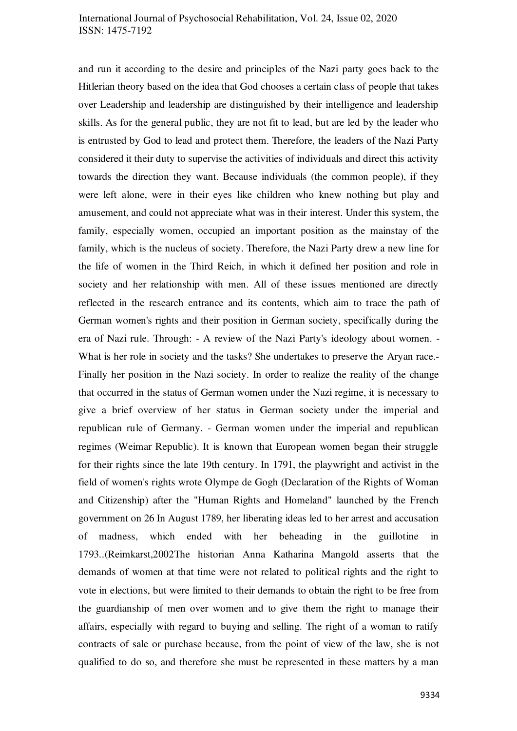and run it according to the desire and principles of the Nazi party goes back to the Hitlerian theory based on the idea that God chooses a certain class of people that takes over Leadership and leadership are distinguished by their intelligence and leadership skills. As for the general public, they are not fit to lead, but are led by the leader who is entrusted by God to lead and protect them. Therefore, the leaders of the Nazi Party considered it their duty to supervise the activities of individuals and direct this activity towards the direction they want. Because individuals (the common people), if they were left alone, were in their eyes like children who knew nothing but play and amusement, and could not appreciate what was in their interest. Under this system, the family, especially women, occupied an important position as the mainstay of the family, which is the nucleus of society. Therefore, the Nazi Party drew a new line for the life of women in the Third Reich, in which it defined her position and role in society and her relationship with men. All of these issues mentioned are directly reflected in the research entrance and its contents, which aim to trace the path of German women's rights and their position in German society, specifically during the era of Nazi rule. Through: - A review of the Nazi Party's ideology about women. - What is her role in society and the tasks? She undertakes to preserve the Aryan race.- Finally her position in the Nazi society. In order to realize the reality of the change that occurred in the status of German women under the Nazi regime, it is necessary to give a brief overview of her status in German society under the imperial and republican rule of Germany. - German women under the imperial and republican regimes (Weimar Republic). It is known that European women began their struggle for their rights since the late 19th century. In 1791, the playwright and activist in the field of women's rights wrote Olympe de Gogh (Declaration of the Rights of Woman and Citizenship) after the "Human Rights and Homeland" launched by the French government on 26 In August 1789, her liberating ideas led to her arrest and accusation of madness, which ended with her beheading in the guillotine in 1793..(Reimkarst,2002The historian Anna Katharina Mangold asserts that the demands of women at that time were not related to political rights and the right to vote in elections, but were limited to their demands to obtain the right to be free from the guardianship of men over women and to give them the right to manage their affairs, especially with regard to buying and selling. The right of a woman to ratify contracts of sale or purchase because, from the point of view of the law, she is not qualified to do so, and therefore she must be represented in these matters by a man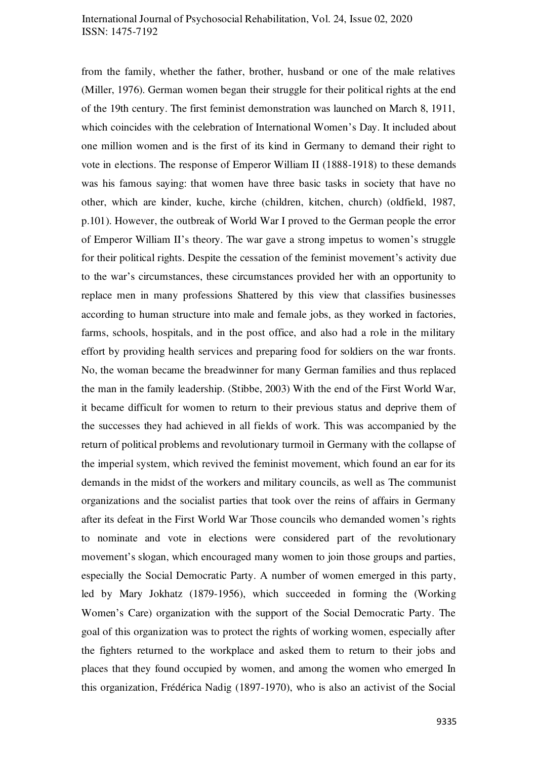from the family, whether the father, brother, husband or one of the male relatives (Miller, 1976). German women began their struggle for their political rights at the end of the 19th century. The first feminist demonstration was launched on March 8, 1911, which coincides with the celebration of International Women's Day. It included about one million women and is the first of its kind in Germany to demand their right to vote in elections. The response of Emperor William II (1888-1918) to these demands was his famous saying: that women have three basic tasks in society that have no other, which are kinder, kuche, kirche (children, kitchen, church) (oldfield, 1987, p.101). However, the outbreak of World War I proved to the German people the error of Emperor William II's theory. The war gave a strong impetus to women's struggle for their political rights. Despite the cessation of the feminist movement's activity due to the war's circumstances, these circumstances provided her with an opportunity to replace men in many professions Shattered by this view that classifies businesses according to human structure into male and female jobs, as they worked in factories, farms, schools, hospitals, and in the post office, and also had a role in the military effort by providing health services and preparing food for soldiers on the war fronts. No, the woman became the breadwinner for many German families and thus replaced the man in the family leadership. (Stibbe, 2003) With the end of the First World War, it became difficult for women to return to their previous status and deprive them of the successes they had achieved in all fields of work. This was accompanied by the return of political problems and revolutionary turmoil in Germany with the collapse of the imperial system, which revived the feminist movement, which found an ear for its demands in the midst of the workers and military councils, as well as The communist organizations and the socialist parties that took over the reins of affairs in Germany after its defeat in the First World War Those councils who demanded women's rights to nominate and vote in elections were considered part of the revolutionary movement's slogan, which encouraged many women to join those groups and parties, especially the Social Democratic Party. A number of women emerged in this party, led by Mary Jokhatz (1879-1956), which succeeded in forming the (Working Women's Care) organization with the support of the Social Democratic Party. The goal of this organization was to protect the rights of working women, especially after the fighters returned to the workplace and asked them to return to their jobs and places that they found occupied by women, and among the women who emerged In this organization, Frédérica Nadig (1897-1970), who is also an activist of the Social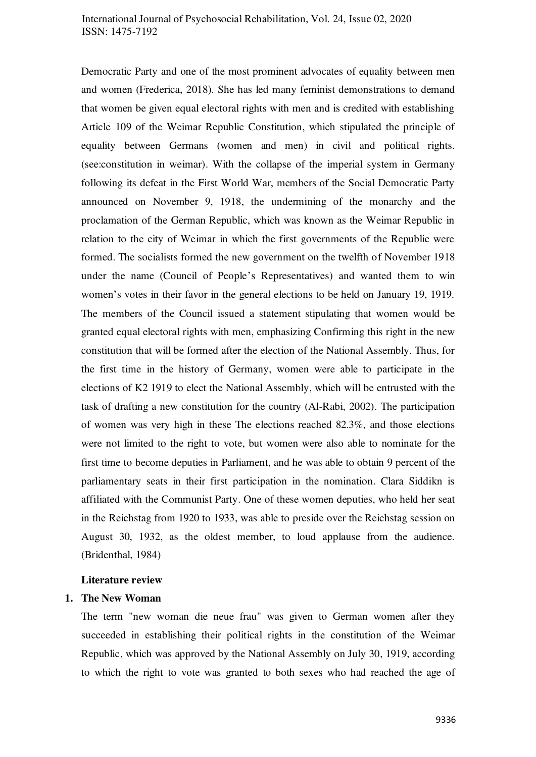Democratic Party and one of the most prominent advocates of equality between men and women (Frederica, 2018). She has led many feminist demonstrations to demand that women be given equal electoral rights with men and is credited with establishing Article 109 of the Weimar Republic Constitution, which stipulated the principle of equality between Germans (women and men) in civil and political rights. (see:constitution in weimar). With the collapse of the imperial system in Germany following its defeat in the First World War, members of the Social Democratic Party announced on November 9, 1918, the undermining of the monarchy and the proclamation of the German Republic, which was known as the Weimar Republic in relation to the city of Weimar in which the first governments of the Republic were formed. The socialists formed the new government on the twelfth of November 1918 under the name (Council of People's Representatives) and wanted them to win women's votes in their favor in the general elections to be held on January 19, 1919. The members of the Council issued a statement stipulating that women would be granted equal electoral rights with men, emphasizing Confirming this right in the new constitution that will be formed after the election of the National Assembly. Thus, for the first time in the history of Germany, women were able to participate in the elections of K2 1919 to elect the National Assembly, which will be entrusted with the task of drafting a new constitution for the country (Al-Rabi, 2002). The participation of women was very high in these The elections reached 82.3%, and those elections were not limited to the right to vote, but women were also able to nominate for the first time to become deputies in Parliament, and he was able to obtain 9 percent of the parliamentary seats in their first participation in the nomination. Clara Siddikn is affiliated with the Communist Party. One of these women deputies, who held her seat in the Reichstag from 1920 to 1933, was able to preside over the Reichstag session on August 30, 1932, as the oldest member, to loud applause from the audience. (Bridenthal, 1984)

**Literature review**

**1. The New Woman**

The term "new woman die neue frau" was given to German women after they succeeded in establishing their political rights in the constitution of the Weimar Republic, which was approved by the National Assembly on July 30, 1919, according to which the right to vote was granted to both sexes who had reached the age of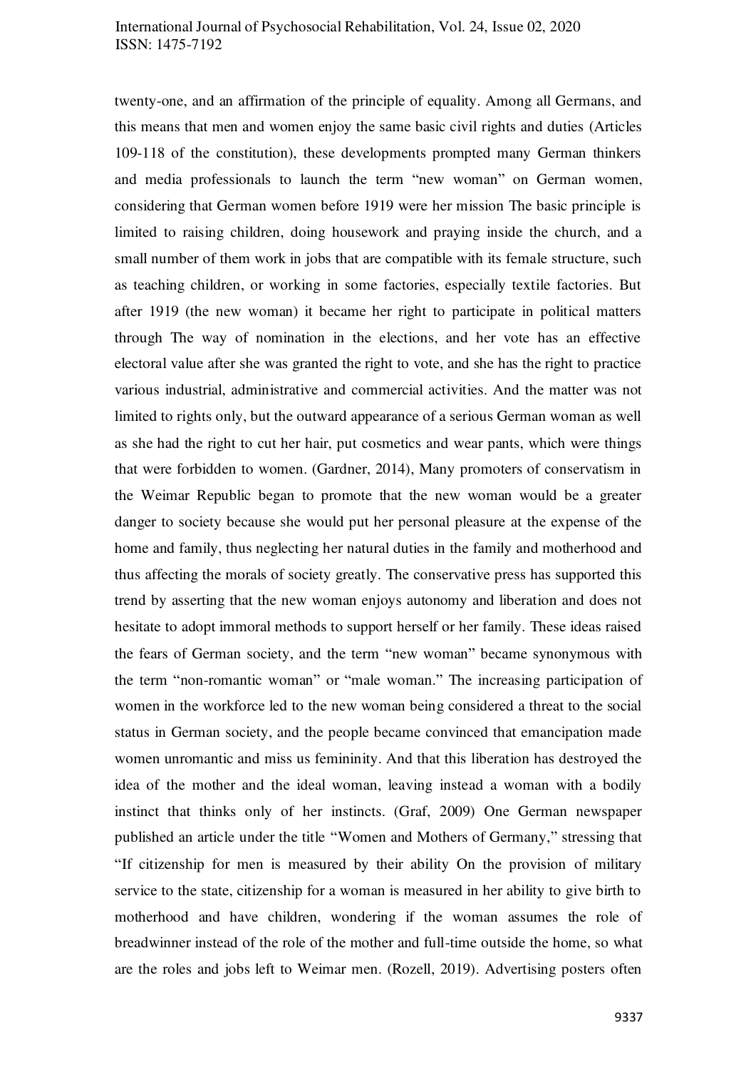twenty-one, and an affirmation of the principle of equality. Among all Germans, and this means that men and women enjoy the same basic civil rights and duties (Articles 109-118 of the constitution), these developments prompted many German thinkers and media professionals to launch the term “new woman” on German women, considering that German women before 1919 were her mission The basic principle is limited to raising children, doing housework and praying inside the church, and a small number of them work in jobs that are compatible with its female structure, such as teaching children, or working in some factories, especially textile factories. But after 1919 (the new woman) it became her right to participate in political matters through The way of nomination in the elections, and her vote has an effective electoral value after she was granted the right to vote, and she has the right to practice various industrial, administrative and commercial activities. And the matter was not limited to rights only, but the outward appearance of a serious German woman as well as she had the right to cut her hair, put cosmetics and wear pants, which were things that were forbidden to women. (Gardner, 2014), Many promoters of conservatism in the Weimar Republic began to promote that the new woman would be a greater danger to society because she would put her personal pleasure at the expense of the home and family, thus neglecting her natural duties in the family and motherhood and thus affecting the morals of society greatly. The conservative press has supported this trend by asserting that the new woman enjoys autonomy and liberation and does not hesitate to adopt immoral methods to support herself or her family. These ideas raised the fears of German society, and the term “new woman” became synonymous with the term “non-romantic woman” or “male woman.” The increasing participation of women in the workforce led to the new woman being considered a threat to the social status in German society, and the people became convinced that emancipation made women unromantic and miss us femininity. And that this liberation has destroyed the idea of the mother and the ideal woman, leaving instead a woman with a bodily instinct that thinks only of her instincts. (Graf, 2009) One German newspaper published an article under the title “Women and Mothers of Germany,” stressing that “If citizenship for men is measured by their ability On the provision of military service to the state, citizenship for a woman is measured in her ability to give birth to motherhood and have children, wondering if the woman assumes the role of breadwinner instead of the role of the mother and full-time outside the home, so what are the roles and jobs left to Weimar men. (Rozell, 2019). Advertising posters often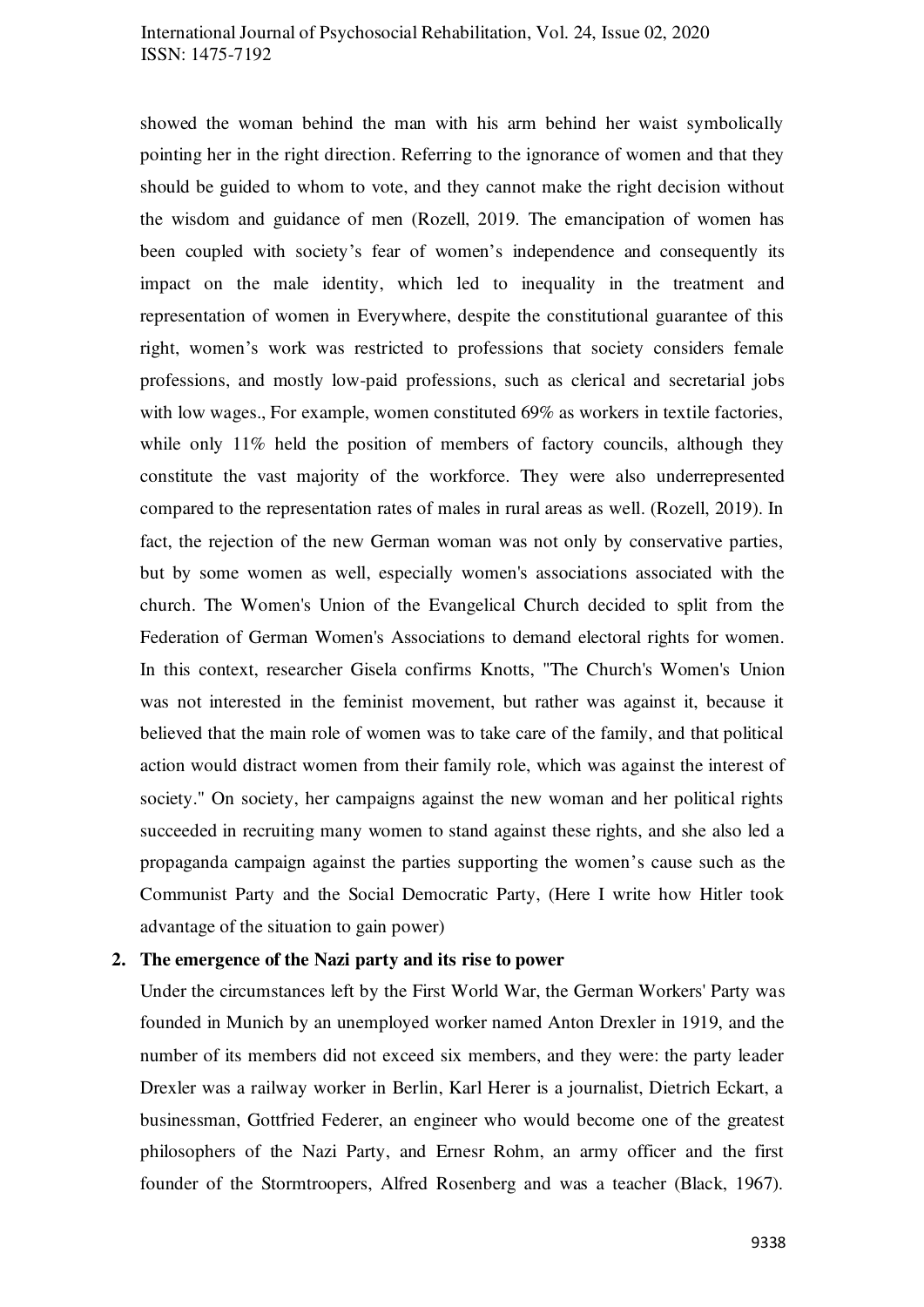showed the woman behind the man with his arm behind her waist symbolically pointing her in the right direction. Referring to the ignorance of women and that they should be guided to whom to vote, and they cannot make the right decision without the wisdom and guidance of men (Rozell, 2019. The emancipation of women has been coupled with society's fear of women's independence and consequently its impact on the male identity, which led to inequality in the treatment and representation of women in Everywhere, despite the constitutional guarantee of this right, women's work was restricted to professions that society considers female professions, and mostly low-paid professions, such as clerical and secretarial jobs with low wages., For example, women constituted 69% as workers in textile factories, while only 11% held the position of members of factory councils, although they constitute the vast majority of the workforce. They were also underrepresented compared to the representation rates of males in rural areas as well. (Rozell, 2019). In fact, the rejection of the new German woman was not only by conservative parties, but by some women as well, especially women's associations associated with the church. The Women's Union of the Evangelical Church decided to split from the Federation of German Women's Associations to demand electoral rights for women. In this context, researcher Gisela confirms Knotts, "The Church's Women's Union was not interested in the feminist movement, but rather was against it, because it believed that the main role of women was to take care of the family, and that political action would distract women from their family role, which was against the interest of society." On society, her campaigns against the new woman and her political rights succeeded in recruiting many women to stand against these rights, and she also led a propaganda campaign against the parties supporting the women's cause such as the Communist Party and the Social Democratic Party, (Here I write how Hitler took advantage of the situation to gain power)

## 2. The emergence of the Nazi party and its rise to power

Under the circumstances left by the First World War, the German Workers' Party was founded in Munich by an unemployed worker named Anton Drexler in 1919, and the number of its members did not exceed six members, and they were: the party leader Drexler was a railway worker in Berlin, Karl Herer is a journalist, Dietrich Eckart, a businessman, Gottfried Federer, an engineer who would become one of the greatest philosophers of the Nazi Party, and Ernesr Rohm, an army officer and the first founder of the Stormtroopers, Alfred Rosenberg and was a teacher (Black, 1967).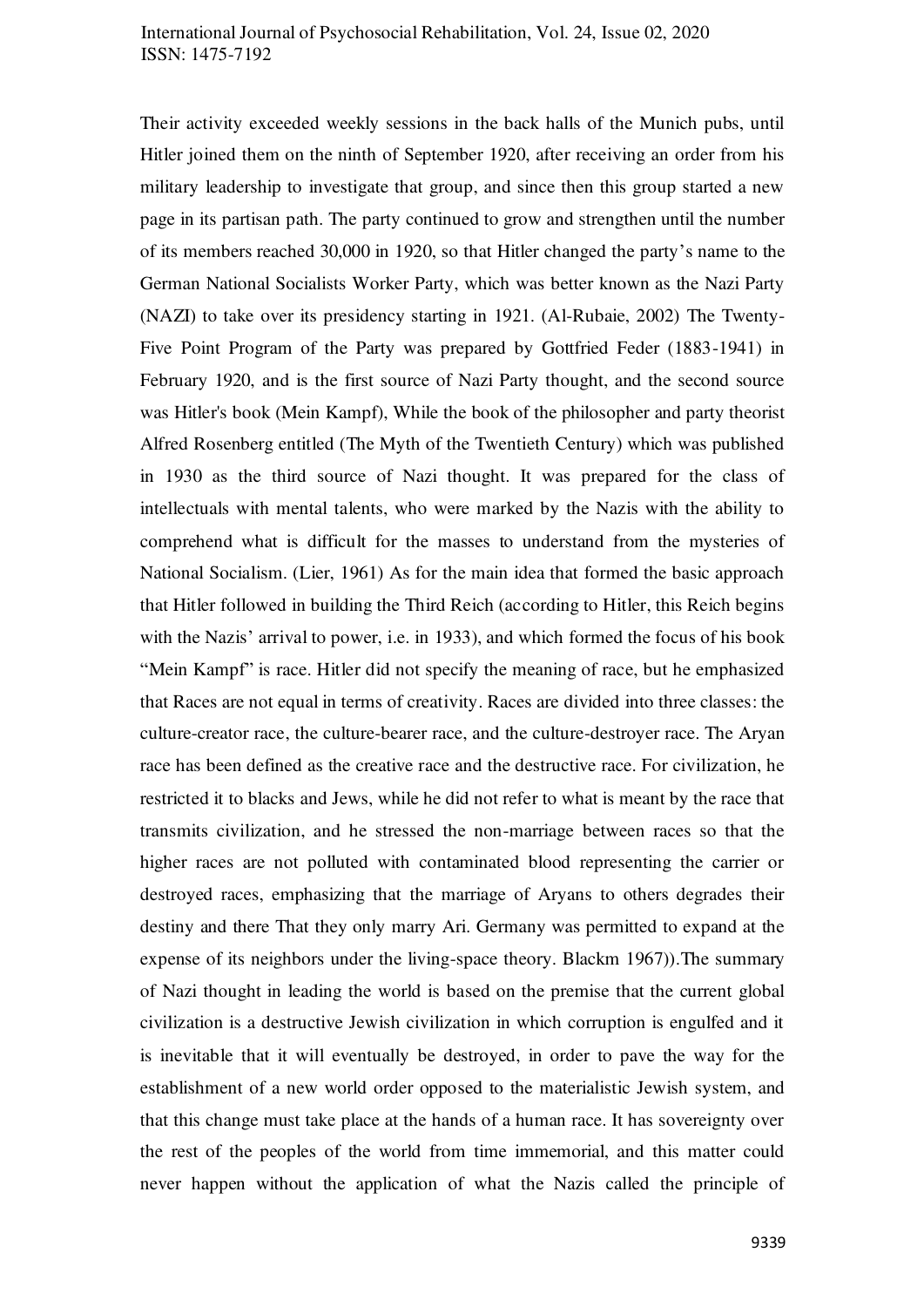Their activity exceeded weekly sessions in the back halls of the Munich pubs, until Hitler joined them on the ninth of September 1920, after receiving an order from his military leadership to investigate that group, and since then this group started a new page in its partisan path. The party continued to grow and strengthen until the number of its members reached 30,000 in 1920, so that Hitler changed the party's name to the German National Socialists Worker Party, which was better known as the Nazi Party (NAZI) to take over its presidency starting in 1921. (Al-Rubaie, 2002) The Twenty-Five Point Program of the Party was prepared by Gottfried Feder (1883-1941) in February 1920, and is the first source of Nazi Party thought, and the second source was Hitler's book (Mein Kampf), While the book of the philosopher and party theorist Alfred Rosenberg entitled (The Myth of the Twentieth Century) which was published in 1930 as the third source of Nazi thought. It was prepared for the class of intellectuals with mental talents, who were marked by the Nazis with the ability to comprehend what is difficult for the masses to understand from the mysteries of National Socialism. (Lier, 1961) As for the main idea that formed the basic approach that Hitler followed in building the Third Reich (according to Hitler, this Reich begins with the Nazis' arrival to power, i.e. in 1933), and which formed the focus of his book "Mein Kampf" is race. Hitler did not specify the meaning of race, but he emphasized that Races are not equal in terms of creativity. Races are divided into three classes: the culture-creator race, the culture-bearer race, and the culture-destroyer race. The Aryan race has been defined as the creative race and the destructive race. For civilization, he restricted it to blacks and Jews, while he did not refer to what is meant by the race that transmits civilization, and he stressed the non-marriage between races so that the higher races are not polluted with contaminated blood representing the carrier or destroyed races, emphasizing that the marriage of Aryans to others degrades their destiny and there That they only marry Ari. Germany was permitted to expand at the expense of its neighbors under the living-space theory. Blackm 1967)).The summary of Nazi thought in leading the world is based on the premise that the current global civilization is a destructive Jewish civilization in which corruption is engulfed and it is inevitable that it will eventually be destroyed, in order to pave the way for the establishment of a new world order opposed to the materialistic Jewish system, and that this change must take place at the hands of a human race. It has sovereignty over the rest of the peoples of the world from time immemorial, and this matter could never happen without the application of what the Nazis called the principle of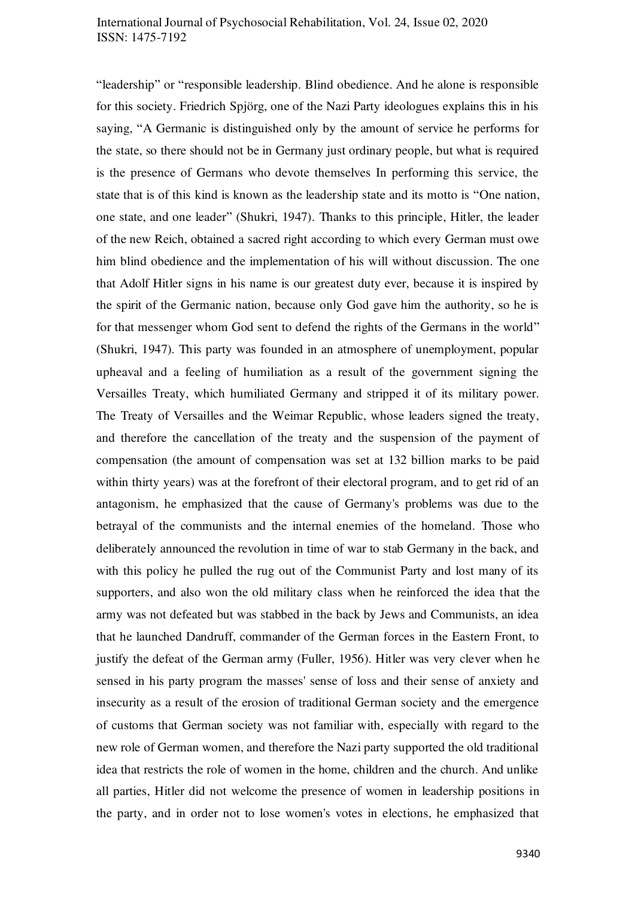"leadership" or "responsible leadership. Blind obedience. And he alone is responsible for this society. Friedrich Spjörg, one of the Nazi Party ideologues explains this in his saying, "A Germanic is distinguished only by the amount of service he performs for the state, so there should not be in Germany just ordinary people, but what is required is the presence of Germans who devote themselves In performing this service, the state that is of this kind is known as the leadership state and its motto is "One nation, one state, and one leader" (Shukri, 1947). Thanks to this principle, Hitler, the leader of the new Reich, obtained a sacred right according to which every German must owe him blind obedience and the implementation of his will without discussion. The one that Adolf Hitler signs in his name is our greatest duty ever, because it is inspired by the spirit of the Germanic nation, because only God gave him the authority, so he is for that messenger whom God sent to defend the rights of the Germans in the world" (Shukri, 1947). This party was founded in an atmosphere of unemployment, popular upheaval and a feeling of humiliation as a result of the government signing the Versailles Treaty, which humiliated Germany and stripped it of its military power. The Treaty of Versailles and the Weimar Republic, whose leaders signed the treaty, and therefore the cancellation of the treaty and the suspension of the payment of compensation (the amount of compensation was set at 132 billion marks to be paid within thirty years) was at the forefront of their electoral program, and to get rid of an antagonism, he emphasized that the cause of Germany's problems was due to the betrayal of the communists and the internal enemies of the homeland. Those who deliberately announced the revolution in time of war to stab Germany in the back, and with this policy he pulled the rug out of the Communist Party and lost many of its supporters, and also won the old military class when he reinforced the idea that the army was not defeated but was stabbed in the back by Jews and Communists, an idea that he launched Dandruff, commander of the German forces in the Eastern Front, to justify the defeat of the German army (Fuller, 1956). Hitler was very clever when he sensed in his party program the masses' sense of loss and their sense of anxiety and insecurity as a result of the erosion of traditional German society and the emergence of customs that German society was not familiar with, especially with regard to the new role of German women, and therefore the Nazi party supported the old traditional idea that restricts the role of women in the home, children and the church. And unlike all parties, Hitler did not welcome the presence of women in leadership positions in the party, and in order not to lose women's votes in elections, he emphasized that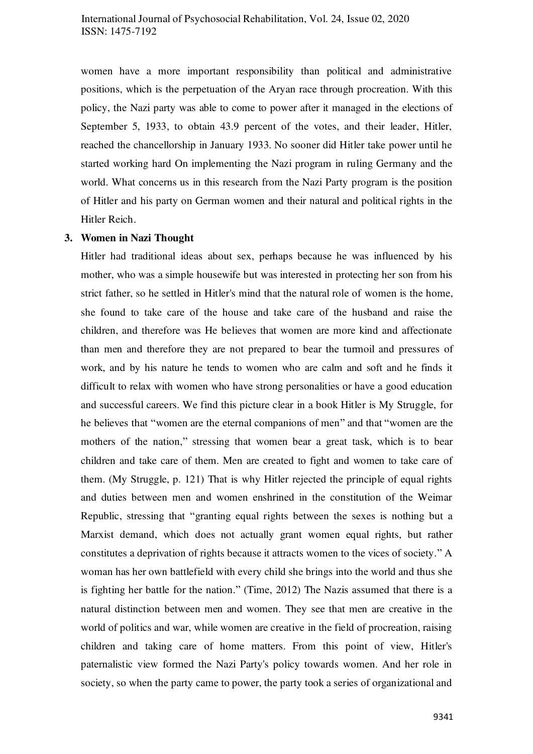women have a more important responsibility than political and administrative positions, which is the perpetuation of the Aryan race through procreation. With this policy, the Nazi party was able to come to power after it managed in the elections of September 5, 1933, to obtain 43.9 percent of the votes, and their leader, Hitler, reached the chancellorship in January 1933. No sooner did Hitler take power until he started working hard On implementing the Nazi program in ruling Germany and the world. What concerns us in this research from the Nazi Party program is the position of Hitler and his party on German women and their natural and political rights in the Hitler Reich.

## 3. Women in Nazi Thought

Hitler had traditional ideas about sex, perhaps because he was influenced by his mother, who was a simple housewife but was interested in protecting her son from his strict father, so he settled in Hitler's mind that the natural role of women is the home, she found to take care of the house and take care of the husband and raise the children, and therefore was He believes that women are more kind and affectionate than men and therefore they are not prepared to bear the turmoil and pressures of work, and by his nature he tends to women who are calm and soft and he finds it difficult to relax with women who have strong personalities or have a good education and successful careers. We find this picture clear in a book Hitler is My Struggle, for he believes that "women are the eternal companions of men" and that "women are the mothers of the nation," stressing that women bear a great task, which is to bear children and take care of them. Men are created to fight and women to take care of them. (My Struggle, p. 121) That is why Hitler rejected the principle of equal rights and duties between men and women enshrined in the constitution of the Weimar Republic, stressing that "granting equal rights between the sexes is nothing but a Marxist demand, which does not actually grant women equal rights, but rather constitutes a deprivation of rights because it attracts women to the vices of society." A woman has her own battlefield with every child she brings into the world and thus she is fighting her battle for the nation." (Time, 2012) The Nazis assumed that there is a natural distinction between men and women. They see that men are creative in the world of politics and war, while women are creative in the field of procreation, raising children and taking care of home matters. From this point of view, Hitler's paternalistic view formed the Nazi Party's policy towards women. And her role in society, so when the party came to power, the party took a series of organizational and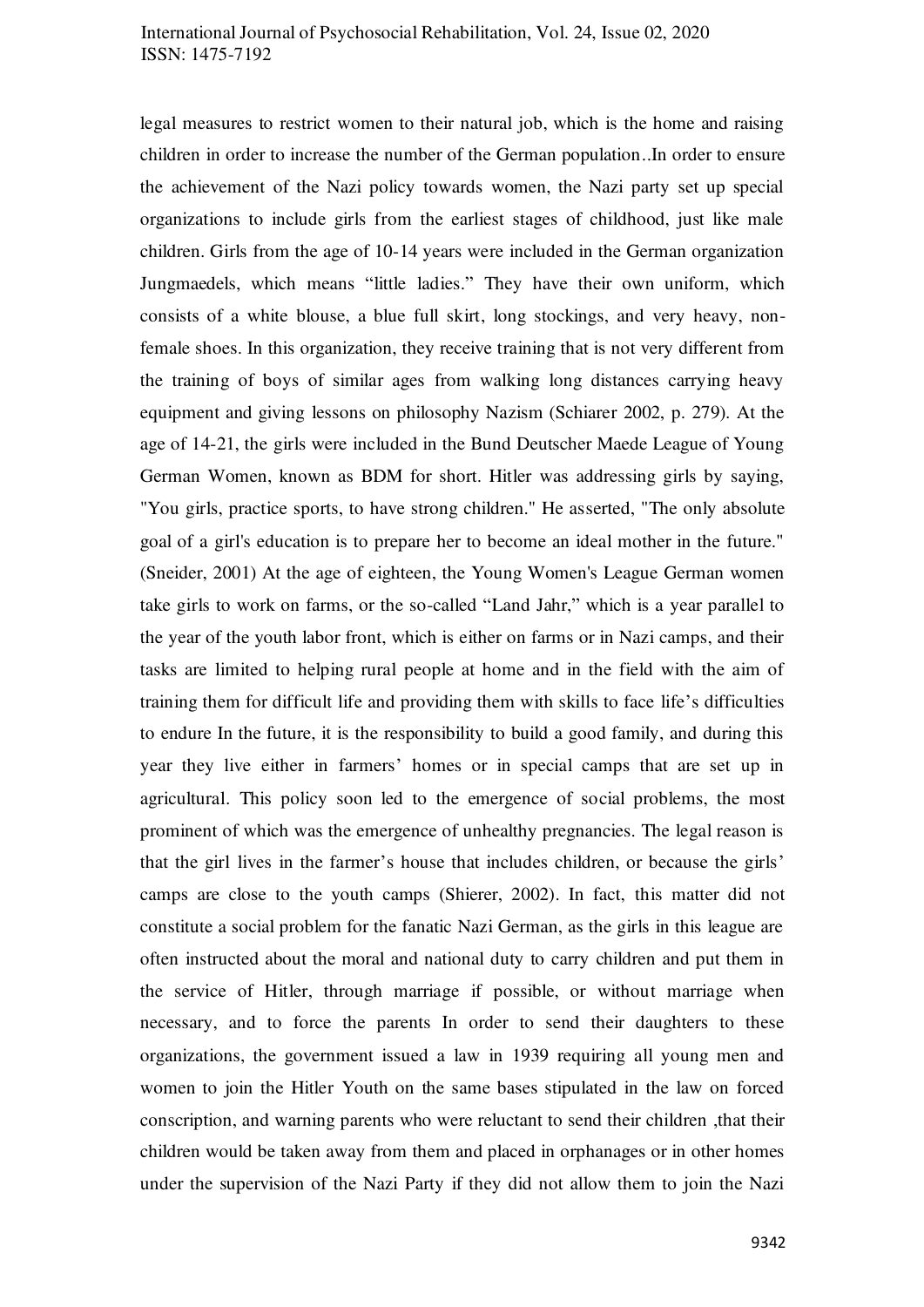legal measures to restrict women to their natural job, which is the home and raising children in order to increase the number of the German population..In order to ensure the achievement of the Nazi policy towards women, the Nazi party set up special organizations to include girls from the earliest stages of childhood, just like male children. Girls from the age of 10-14 years were included in the German organization Jungmaedels, which means "little ladies." They have their own uniform, which consists of a white blouse, a blue full skirt, long stockings, and very heavy, non-female shoes. In this organization, they receive training that is not very different from the training of boys of similar ages from walking long distances carrying heavy equipment and giving lessons on philosophy Nazism (Schiarer 2002, p. 279). At the age of 14-21, the girls were included in the Bund Deutscher Maede League of Young German Women, known as BDM for short. Hitler was addressing girls by saying, "You girls, practice sports, to have strong children." He asserted, "The only absolute goal of a girl's education is to prepare her to become an ideal mother in the future." (Sneider, 2001) At the age of eighteen, the Young Women's League German women take girls to work on farms, or the so-called "Land Jahr," which is a year parallel to the year of the youth labor front, which is either on farms or in Nazi camps, and their tasks are limited to helping rural people at home and in the field with the aim of training them for difficult life and providing them with skills to face life's difficulties to endure In the future, it is the responsibility to build a good family, and during this year they live either in farmers' homes or in special camps that are set up in agricultural. This policy soon led to the emergence of social problems, the most prominent of which was the emergence of unhealthy pregnancies. The legal reason is that the girl lives in the farmer's house that includes children, or because the girls' camps are close to the youth camps (Shierer, 2002). In fact, this matter did not constitute a social problem for the fanatic Nazi German, as the girls in this league are often instructed about the moral and national duty to carry children and put them in the service of Hitler, through marriage if possible, or without marriage when necessary, and to force the parents In order to send their daughters to these organizations, the government issued a law in 1939 requiring all young men and women to join the Hitler Youth on the same bases stipulated in the law on forced conscription, and warning parents who were reluctant to send their children ,that their children would be taken away from them and placed in orphanages or in other homes under the supervision of the Nazi Party if they did not allow them to join the Nazi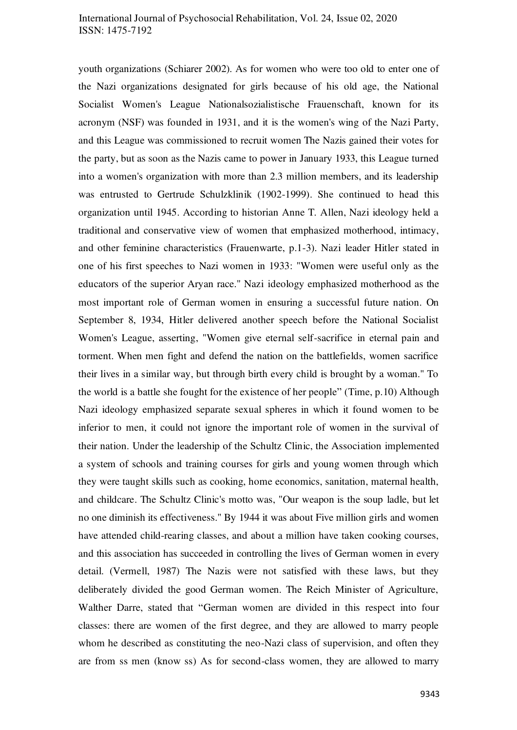youth organizations (Schiarer 2002). As for women who were too old to enter one of the Nazi organizations designated for girls because of his old age, the National Socialist Women's League Nationalsozialistische Frauenschaft, known for its acronym (NSF) was founded in 1931, and it is the women's wing of the Nazi Party, and this League was commissioned to recruit women The Nazis gained their votes for the party, but as soon as the Nazis came to power in January 1933, this League turned into a women's organization with more than 2.3 million members, and its leadership was entrusted to Gertrude Schulzklinik (1902-1999). She continued to head this organization until 1945. According to historian Anne T. Allen, Nazi ideology held a traditional and conservative view of women that emphasized motherhood, intimacy, and other feminine characteristics (Frauenwarte, p.1-3). Nazi leader Hitler stated in one of his first speeches to Nazi women in 1933: "Women were useful only as the educators of the superior Aryan race." Nazi ideology emphasized motherhood as the most important role of German women in ensuring a successful future nation. On September 8, 1934, Hitler delivered another speech before the National Socialist Women's League, asserting, "Women give eternal self-sacrifice in eternal pain and torment. When men fight and defend the nation on the battlefields, women sacrifice their lives in a similar way, but through birth every child is brought by a woman." To the world is a battle she fought for the existence of her people" (Time, p.10) Although Nazi ideology emphasized separate sexual spheres in which it found women to be inferior to men, it could not ignore the important role of women in the survival of their nation. Under the leadership of the Schultz Clinic, the Association implemented a system of schools and training courses for girls and young women through which they were taught skills such as cooking, home economics, sanitation, maternal health, and childcare. The Schultz Clinic's motto was, "Our weapon is the soup ladle, but let no one diminish its effectiveness." By 1944 it was about Five million girls and women have attended child-rearing classes, and about a million have taken cooking courses, and this association has succeeded in controlling the lives of German women in every detail. (Vermell, 1987) The Nazis were not satisfied with these laws, but they deliberately divided the good German women. The Reich Minister of Agriculture, Walther Darre, stated that "German women are divided in this respect into four classes: there are women of the first degree, and they are allowed to marry people whom he described as constituting the neo-Nazi class of supervision, and often they are from ss men (know ss) As for second-class women, they are allowed to marry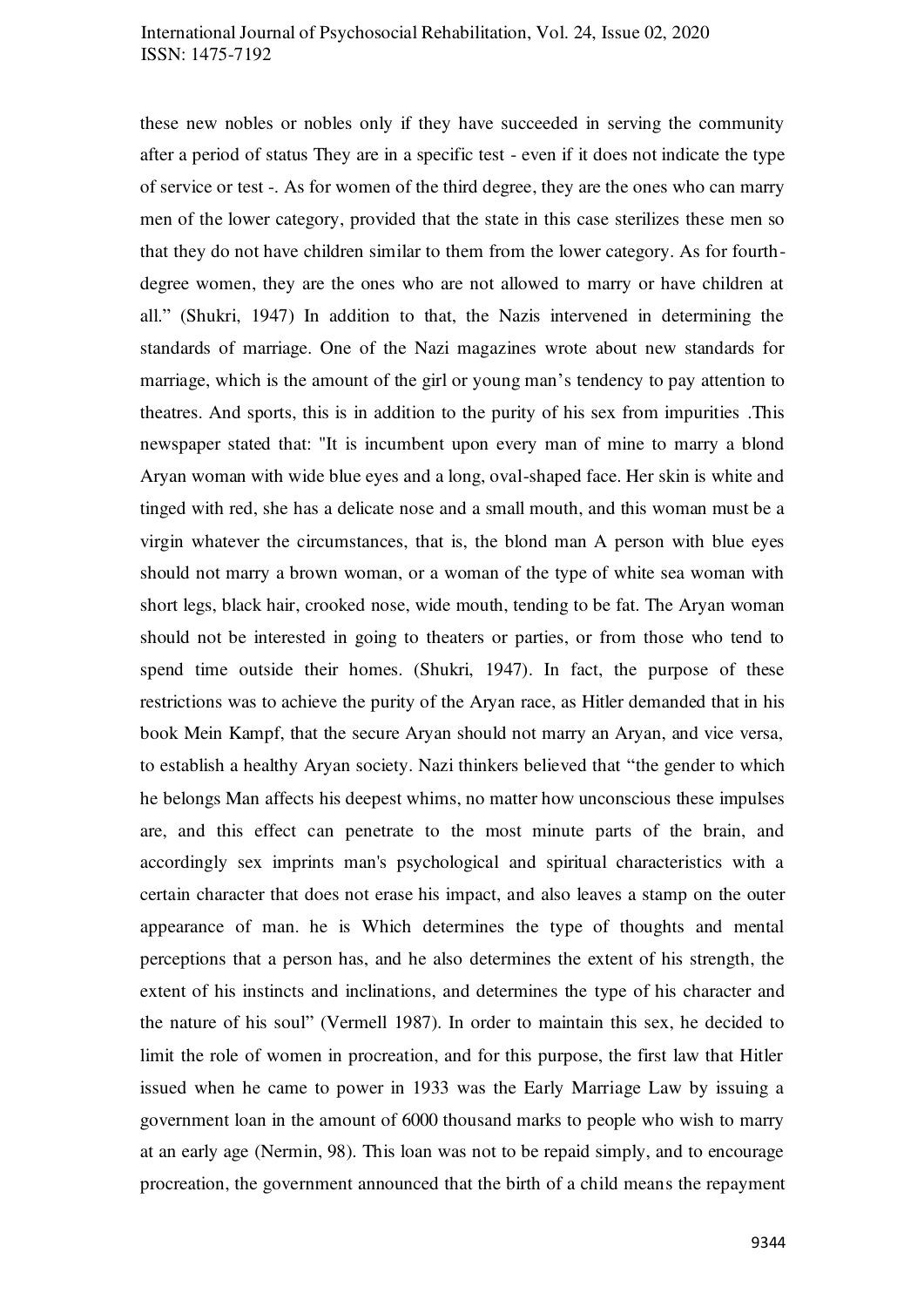these new nobles or nobles only if they have succeeded in serving the community after a period of status They are in a specific test - even if it does not indicate the type of service or test -. As for women of the third degree, they are the ones who can marry men of the lower category, provided that the state in this case sterilizes these men so that they do not have children similar to them from the lower category. As for fourth-degree women, they are the ones who are not allowed to marry or have children at all." (Shukri, 1947) In addition to that, the Nazis intervened in determining the standards of marriage. One of the Nazi magazines wrote about new standards for marriage, which is the amount of the girl or young man's tendency to pay attention to theatres. And sports, this is in addition to the purity of his sex from impurities .This newspaper stated that: "It is incumbent upon every man of mine to marry a blond Aryan woman with wide blue eyes and a long, oval-shaped face. Her skin is white and tinged with red, she has a delicate nose and a small mouth, and this woman must be a virgin whatever the circumstances, that is, the blond man A person with blue eyes should not marry a brown woman, or a woman of the type of white sea woman with short legs, black hair, crooked nose, wide mouth, tending to be fat. The Aryan woman should not be interested in going to theaters or parties, or from those who tend to spend time outside their homes. (Shukri, 1947). In fact, the purpose of these restrictions was to achieve the purity of the Aryan race, as Hitler demanded that in his book Mein Kampf, that the secure Aryan should not marry an Aryan, and vice versa, to establish a healthy Aryan society. Nazi thinkers believed that "the gender to which he belongs Man affects his deepest whims, no matter how unconscious these impulses are, and this effect can penetrate to the most minute parts of the brain, and accordingly sex imprints man's psychological and spiritual characteristics with a certain character that does not erase his impact, and also leaves a stamp on the outer appearance of man. he is Which determines the type of thoughts and mental perceptions that a person has, and he also determines the extent of his strength, the extent of his instincts and inclinations, and determines the type of his character and the nature of his soul" (Vermell 1987). In order to maintain this sex, he decided to limit the role of women in procreation, and for this purpose, the first law that Hitler issued when he came to power in 1933 was the Early Marriage Law by issuing a government loan in the amount of 6000 thousand marks to people who wish to marry at an early age (Nermin, 98). This loan was not to be repaid simply, and to encourage procreation, the government announced that the birth of a child means the repayment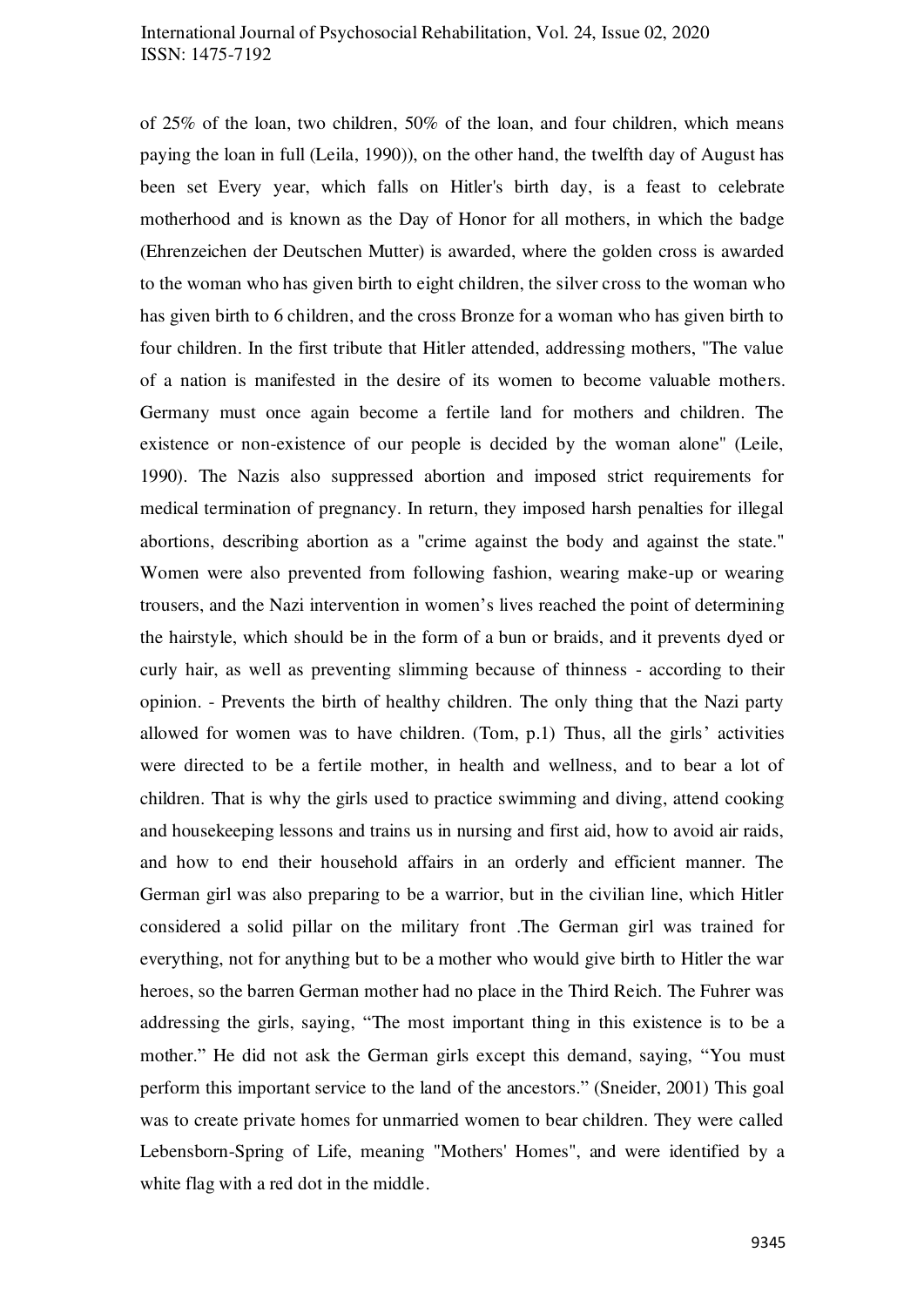of 25% of the loan, two children, 50% of the loan, and four children, which means paying the loan in full (Leila, 1990)), on the other hand, the twelfth day of August has been set Every year, which falls on Hitler's birth day, is a feast to celebrate motherhood and is known as the Day of Honor for all mothers, in which the badge (Ehrenzeichen der Deutschen Mutter) is awarded, where the golden cross is awarded to the woman who has given birth to eight children, the silver cross to the woman who has given birth to 6 children, and the cross Bronze for a woman who has given birth to four children. In the first tribute that Hitler attended, addressing mothers, "The value of a nation is manifested in the desire of its women to become valuable mothers. Germany must once again become a fertile land for mothers and children. The existence or non-existence of our people is decided by the woman alone" (Leile, 1990). The Nazis also suppressed abortion and imposed strict requirements for medical termination of pregnancy. In return, they imposed harsh penalties for illegal abortions, describing abortion as a "crime against the body and against the state." Women were also prevented from following fashion, wearing make-up or wearing trousers, and the Nazi intervention in women's lives reached the point of determining the hairstyle, which should be in the form of a bun or braids, and it prevents dyed or curly hair, as well as preventing slimming because of thinness - according to their opinion. - Prevents the birth of healthy children. The only thing that the Nazi party allowed for women was to have children. (Tom, p.1) Thus, all the girls' activities were directed to be a fertile mother, in health and wellness, and to bear a lot of children. That is why the girls used to practice swimming and diving, attend cooking and housekeeping lessons and trains us in nursing and first aid, how to avoid air raids, and how to end their household affairs in an orderly and efficient manner. The German girl was also preparing to be a warrior, but in the civilian line, which Hitler considered a solid pillar on the military front .The German girl was trained for everything, not for anything but to be a mother who would give birth to Hitler the war heroes, so the barren German mother had no place in the Third Reich. The Fuhrer was addressing the girls, saying, "The most important thing in this existence is to be a mother." He did not ask the German girls except this demand, saying, "You must perform this important service to the land of the ancestors." (Sneider, 2001) This goal was to create private homes for unmarried women to bear children. They were called Lebensborn-Spring of Life, meaning "Mothers' Homes", and were identified by a white flag with a red dot in the middle.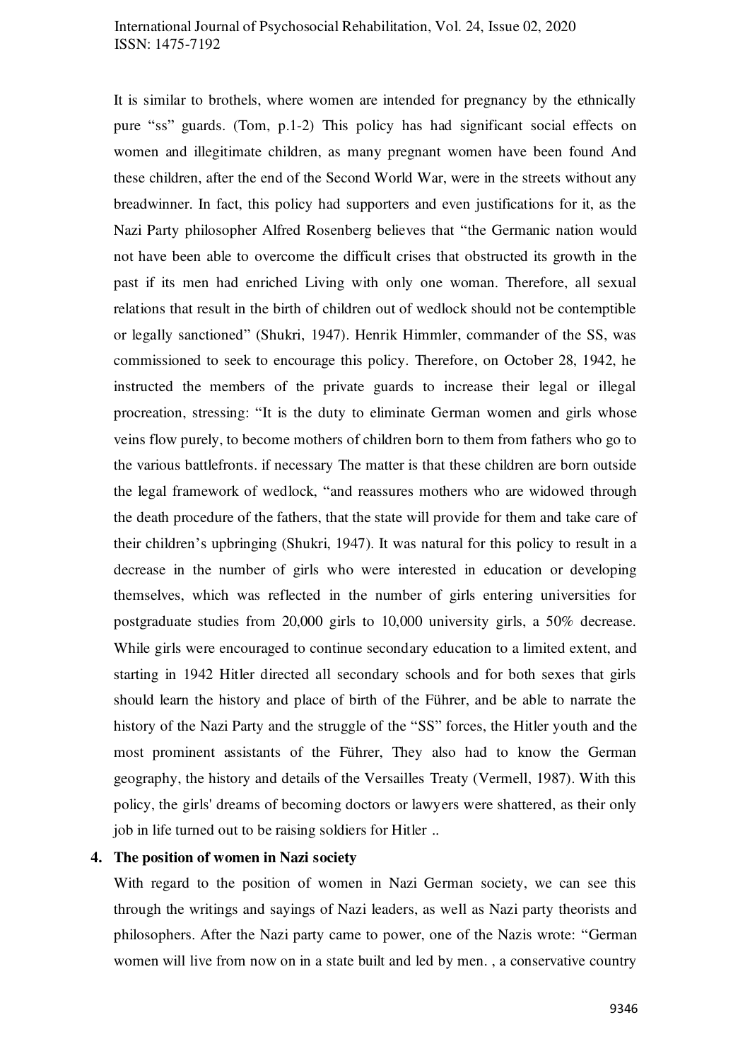It is similar to brothels, where women are intended for pregnancy by the ethnically pure "ss" guards. (Tom, p.1-2) This policy has had significant social effects on women and illegitimate children, as many pregnant women have been found And these children, after the end of the Second World War, were in the streets without any breadwinner. In fact, this policy had supporters and even justifications for it, as the Nazi Party philosopher Alfred Rosenberg believes that "the Germanic nation would not have been able to overcome the difficult crises that obstructed its growth in the past if its men had enriched Living with only one woman. Therefore, all sexual relations that result in the birth of children out of wedlock should not be contemptible or legally sanctioned" (Shukri, 1947). Henrik Himmler, commander of the SS, was commissioned to seek to encourage this policy. Therefore, on October 28, 1942, he instructed the members of the private guards to increase their legal or illegal procreation, stressing: "It is the duty to eliminate German women and girls whose veins flow purely, to become mothers of children born to them from fathers who go to the various battlefronts. if necessary The matter is that these children are born outside the legal framework of wedlock, "and reassures mothers who are widowed through the death procedure of the fathers, that the state will provide for them and take care of their children's upbringing (Shukri, 1947). It was natural for this policy to result in a decrease in the number of girls who were interested in education or developing themselves, which was reflected in the number of girls entering universities for postgraduate studies from 20,000 girls to 10,000 university girls, a 50% decrease. While girls were encouraged to continue secondary education to a limited extent, and starting in 1942 Hitler directed all secondary schools and for both sexes that girls should learn the history and place of birth of the Führer, and be able to narrate the history of the Nazi Party and the struggle of the "SS" forces, the Hitler youth and the most prominent assistants of the Führer, They also had to know the German geography, the history and details of the Versailles Treaty (Vermell, 1987). With this policy, the girls' dreams of becoming doctors or lawyers were shattered, as their only job in life turned out to be raising soldiers for Hitler ..

**4. The position of women in Nazi society**

With regard to the position of women in Nazi German society, we can see this through the writings and sayings of Nazi leaders, as well as Nazi party theorists and philosophers. After the Nazi party came to power, one of the Nazis wrote: "German women will live from now on in a state built and led by men. , a conservative country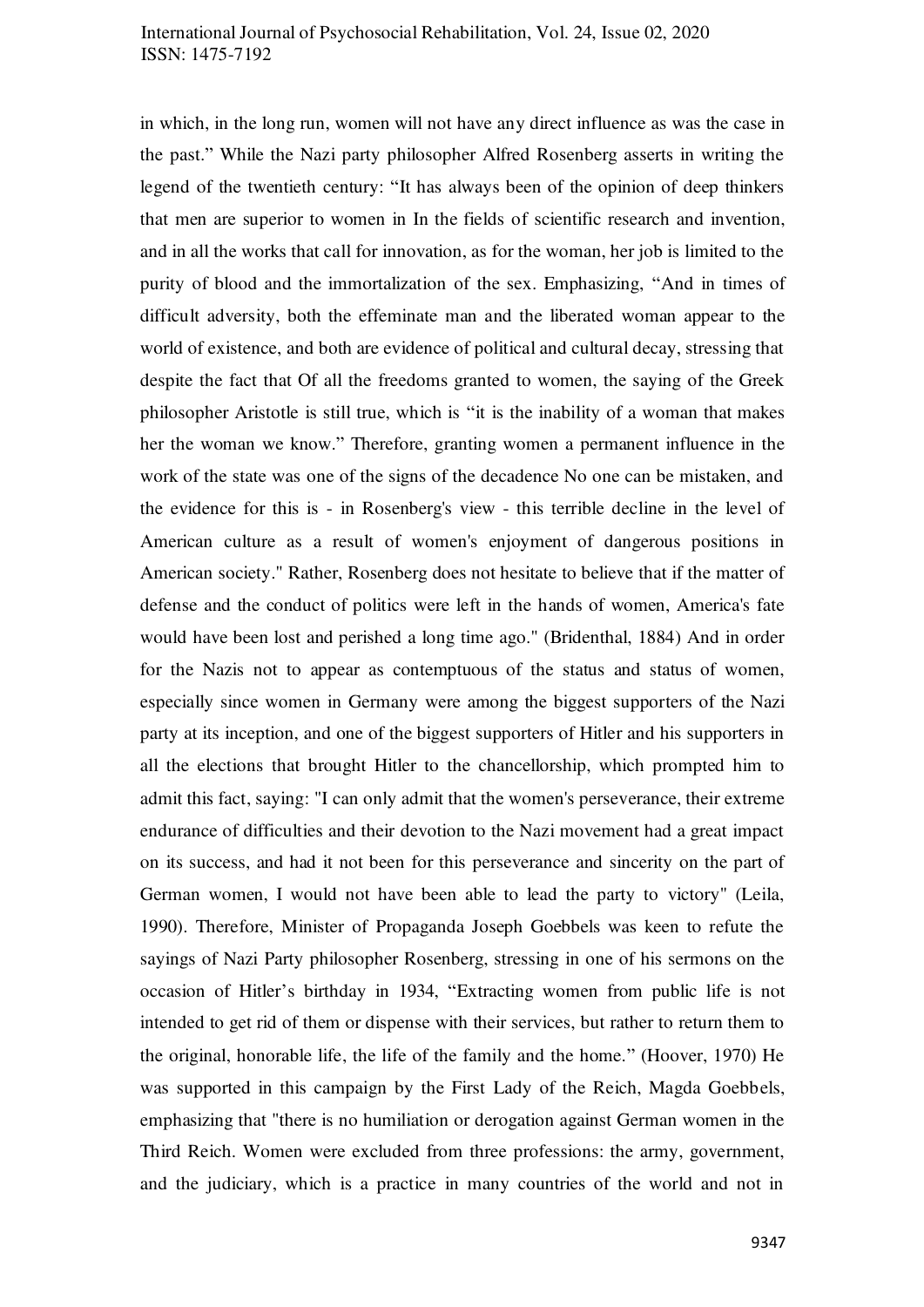in which, in the long run, women will not have any direct influence as was the case in the past." While the Nazi party philosopher Alfred Rosenberg asserts in writing the legend of the twentieth century: "It has always been of the opinion of deep thinkers that men are superior to women in In the fields of scientific research and invention, and in all the works that call for innovation, as for the woman, her job is limited to the purity of blood and the immortalization of the sex. Emphasizing, "And in times of difficult adversity, both the effeminate man and the liberated woman appear to the world of existence, and both are evidence of political and cultural decay, stressing that despite the fact that Of all the freedoms granted to women, the saying of the Greek philosopher Aristotle is still true, which is "it is the inability of a woman that makes her the woman we know." Therefore, granting women a permanent influence in the work of the state was one of the signs of the decadence No one can be mistaken, and the evidence for this is - in Rosenberg's view - this terrible decline in the level of American culture as a result of women's enjoyment of dangerous positions in American society." Rather, Rosenberg does not hesitate to believe that if the matter of defense and the conduct of politics were left in the hands of women, America's fate would have been lost and perished a long time ago." (Bridenthal, 1884) And in order for the Nazis not to appear as contemptuous of the status and status of women, especially since women in Germany were among the biggest supporters of the Nazi party at its inception, and one of the biggest supporters of Hitler and his supporters in all the elections that brought Hitler to the chancellorship, which prompted him to admit this fact, saying: "I can only admit that the women's perseverance, their extreme endurance of difficulties and their devotion to the Nazi movement had a great impact on its success, and had it not been for this perseverance and sincerity on the part of German women, I would not have been able to lead the party to victory" (Leila, 1990). Therefore, Minister of Propaganda Joseph Goebbels was keen to refute the sayings of Nazi Party philosopher Rosenberg, stressing in one of his sermons on the occasion of Hitler's birthday in 1934, "Extracting women from public life is not intended to get rid of them or dispense with their services, but rather to return them to the original, honorable life, the life of the family and the home." (Hoover, 1970) He was supported in this campaign by the First Lady of the Reich, Magda Goebbels, emphasizing that "there is no humiliation or derogation against German women in the Third Reich. Women were excluded from three professions: the army, government, and the judiciary, which is a practice in many countries of the world and not in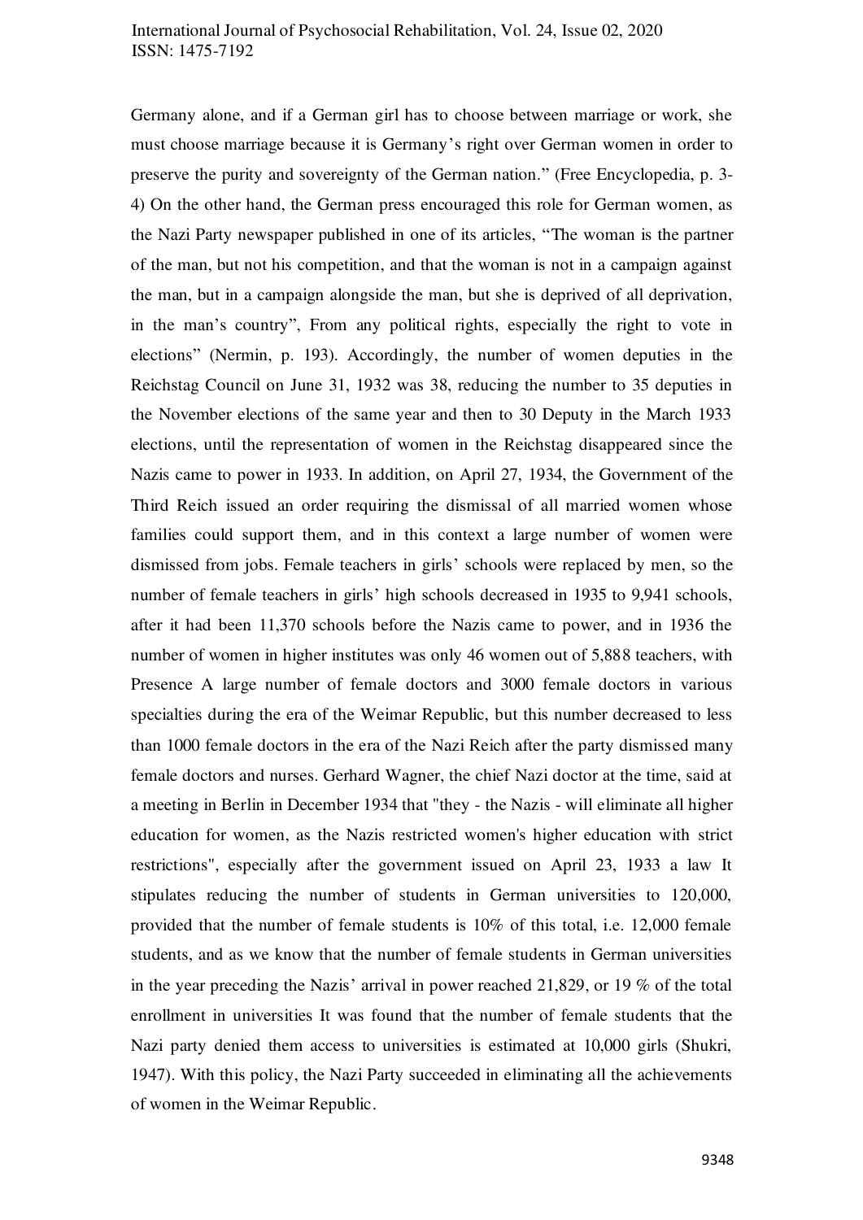Germany alone, and if a German girl has to choose between marriage or work, she must choose marriage because it is Germany's right over German women in order to preserve the purity and sovereignty of the German nation." (Free Encyclopedia, p. 3-4) On the other hand, the German press encouraged this role for German women, as the Nazi Party newspaper published in one of its articles, "The woman is the partner of the man, but not his competition, and that the woman is not in a campaign against the man, but in a campaign alongside the man, but she is deprived of all deprivation, in the man's country", From any political rights, especially the right to vote in elections" (Nermin, p. 193). Accordingly, the number of women deputies in the Reichstag Council on June 31, 1932 was 38, reducing the number to 35 deputies in the November elections of the same year and then to 30 Deputy in the March 1933 elections, until the representation of women in the Reichstag disappeared since the Nazis came to power in 1933. In addition, on April 27, 1934, the Government of the Third Reich issued an order requiring the dismissal of all married women whose families could support them, and in this context a large number of women were dismissed from jobs. Female teachers in girls' schools were replaced by men, so the number of female teachers in girls' high schools decreased in 1935 to 9,941 schools, after it had been 11,370 schools before the Nazis came to power, and in 1936 the number of women in higher institutes was only 46 women out of 5,888 teachers, with Presence A large number of female doctors and 3000 female doctors in various specialties during the era of the Weimar Republic, but this number decreased to less than 1000 female doctors in the era of the Nazi Reich after the party dismissed many female doctors and nurses. Gerhard Wagner, the chief Nazi doctor at the time, said at a meeting in Berlin in December 1934 that "they - the Nazis - will eliminate all higher education for women, as the Nazis restricted women's higher education with strict restrictions", especially after the government issued on April 23, 1933 a law It stipulates reducing the number of students in German universities to 120,000, provided that the number of female students is 10% of this total, i.e. 12,000 female students, and as we know that the number of female students in German universities in the year preceding the Nazis' arrival in power reached 21,829, or 19 % of the total enrollment in universities It was found that the number of female students that the Nazi party denied them access to universities is estimated at 10,000 girls (Shukri, 1947). With this policy, the Nazi Party succeeded in eliminating all the achievements of women in the Weimar Republic.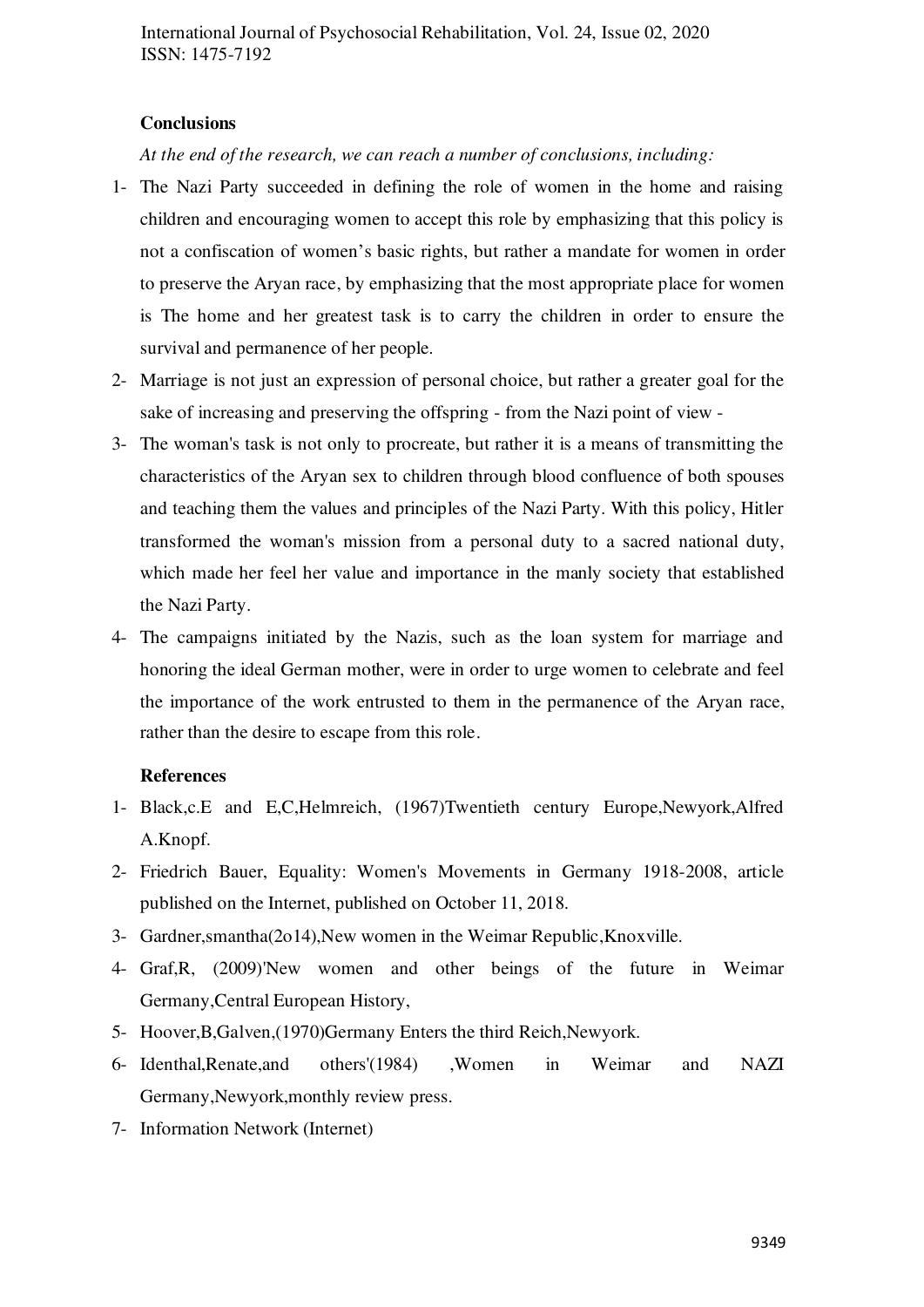## Conclusions

*At the end of the research, we can reach a number of conclusions, including:*

1- The Nazi Party succeeded in defining the role of women in the home and raising children and encouraging women to accept this role by emphasizing that this policy is not a confiscation of women's basic rights, but rather a mandate for women in order to preserve the Aryan race, by emphasizing that the most appropriate place for women is The home and her greatest task is to carry the children in order to ensure the survival and permanence of her people.

2- Marriage is not just an expression of personal choice, but rather a greater goal for the sake of increasing and preserving the offspring - from the Nazi point of view -

3- The woman's task is not only to procreate, but rather it is a means of transmitting the characteristics of the Aryan sex to children through blood confluence of both spouses and teaching them the values and principles of the Nazi Party. With this policy, Hitler transformed the woman's mission from a personal duty to a sacred national duty, which made her feel her value and importance in the manly society that established the Nazi Party.

4- The campaigns initiated by the Nazis, such as the loan system for marriage and honoring the ideal German mother, were in order to urge women to celebrate and feel the importance of the work entrusted to them in the permanence of the Aryan race, rather than the desire to escape from this role.

## References

1- Black,c.E and E,C,Helmreich, (1967)Twentieth century Europe,Newyork,Alfred A.Knopf.

2- Friedrich Bauer, Equality: Women's Movements in Germany 1918-2008, article published on the Internet, published on October 11, 2018.

3- Gardner,smantha(2o14),New women in the Weimar Republic,Knoxville.

4- Graf,R, (2009)'New women and other beings of the future in Weimar Germany,Central European History,

5- Hoover,B,Galven,(1970)Germany Enters the third Reich,Newyork.

6- Identhal,Renate,and others'(1984) ,Women in Weimar and NAZI Germany,Newyork,monthly review press.

7- Information Network (Internet)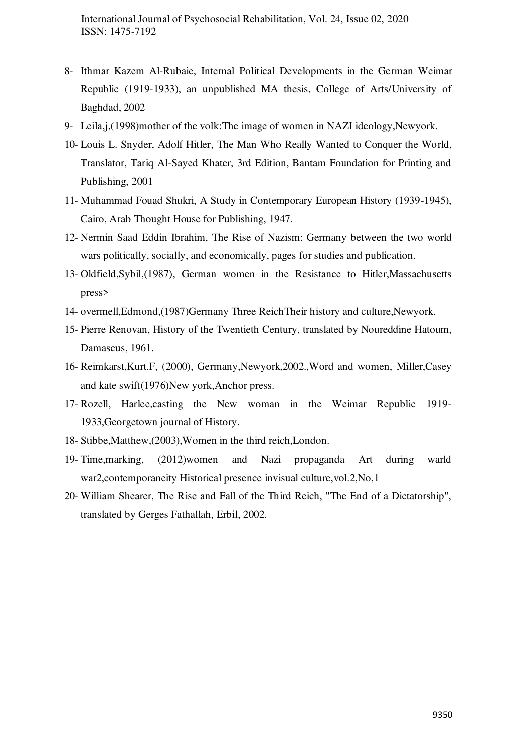8- Ithmar Kazem Al-Rubaie, Internal Political Developments in the German Weimar Republic (1919-1933), an unpublished MA thesis, College of Arts/University of Baghdad, 2002

9- Leila,j,(1998)mother of the volk:The image of women in NAZI ideology,Newyork.

10- Louis L. Snyder, Adolf Hitler, The Man Who Really Wanted to Conquer the World, Translator, Tariq Al-Sayed Khater, 3rd Edition, Bantam Foundation for Printing and Publishing, 2001

11- Muhammad Fouad Shukri, A Study in Contemporary European History (1939-1945), Cairo, Arab Thought House for Publishing, 1947.

12- Nermin Saad Eddin Ibrahim, The Rise of Nazism: Germany between the two world wars politically, socially, and economically, pages for studies and publication.

13- Oldfield,Sybil,(1987), German women in the Resistance to Hitler,Massachusetts press>

14- overmell,Edmond,(1987)Germany Three ReichTheir history and culture,Newyork.

15- Pierre Renovan, History of the Twentieth Century, translated by Noureddine Hatoum, Damascus, 1961.

16- Reimkarst,Kurt.F, (2000), Germany,Newyork,2002.,Word and women, Miller,Casey and kate swift(1976)New york,Anchor press.

17- Rozell, Harlee,casting the New woman in the Weimar Republic 1919-1933,Georgetown journal of History.

18- Stibbe,Matthew,(2003),Women in the third reich,London.

19- Time,marking, (2012)women and Nazi propaganda Art during warld war2,contemporaneity Historical presence invisual culture,vol.2,No,1

20- William Shearer, The Rise and Fall of the Third Reich, "The End of a Dictatorship", translated by Gerges Fathallah, Erbil, 2002.